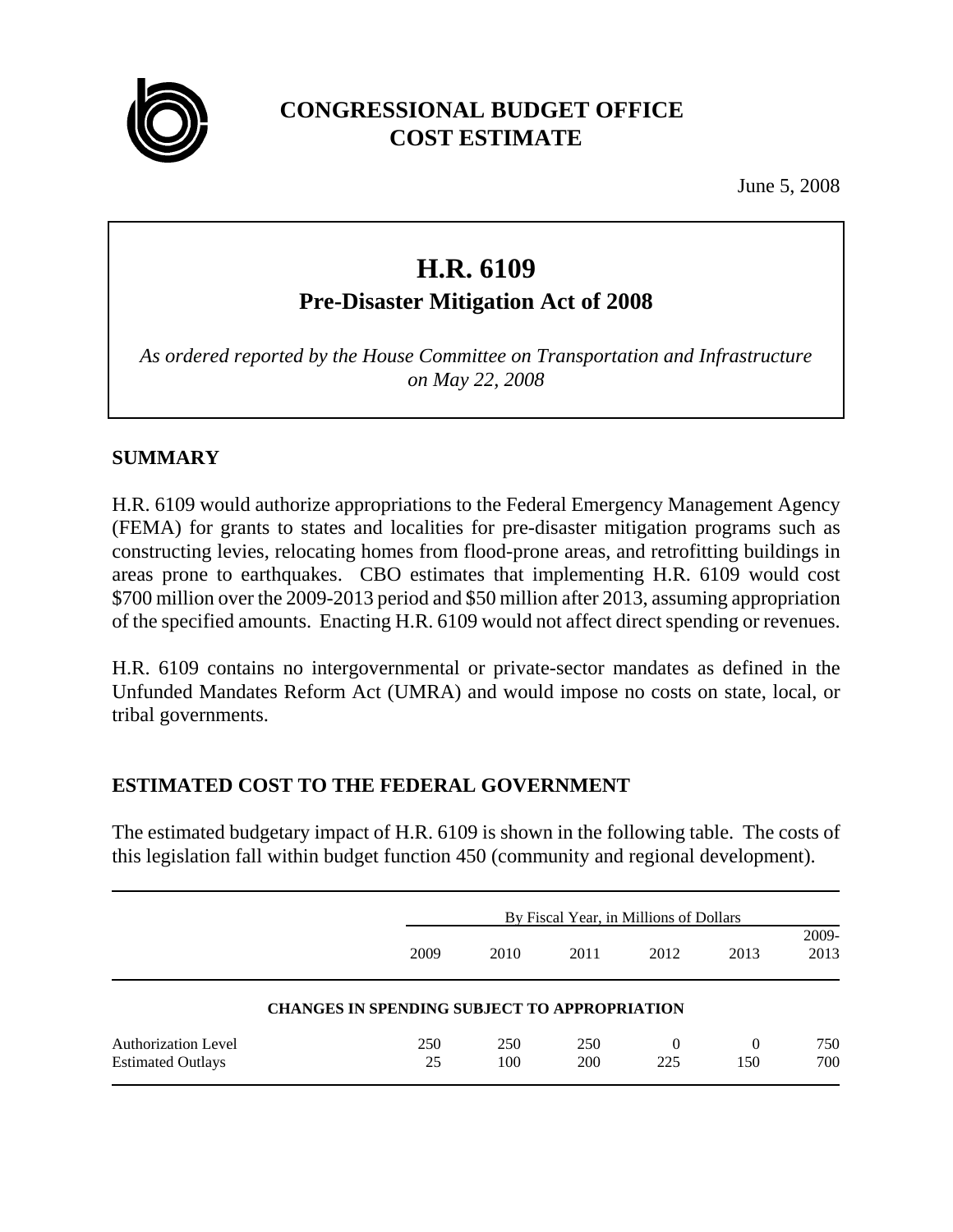# CONGRESSIONAL BUDGET OFFICE COST ESTIMATE

June 5, 2008

## H.R. 6109

### Pre-Disaster Mitigation Act of 2008

*As ordered reported by the House Committee on Transportation and Infrastructure on May 22, 2008*

## SUMMARY

H.R. 6109 would authorize appropriations to the Federal Emergency Management Agency (FEMA) for grants to states and localities for pre-disaster mitigation programs such as constructing levies, relocating homes from flood-prone areas, and retrofitting buildings in areas prone to earthquakes. CBO estimates that implementing H.R. 6109 would cost $700 million over the 2009-2013 period and $50 million after 2013, assuming appropriation of the specified amounts. Enacting H.R. 6109 would not affect direct spending or revenues.

H.R. 6109 contains no intergovernmental or private-sector mandates as defined in the Unfunded Mandates Reform Act (UMRA) and would impose no costs on state, local, or tribal governments.

## ESTIMATED COST TO THE FEDERAL GOVERNMENT

The estimated budgetary impact of H.R. 6109 is shown in the following table. The costs of this legislation fall within budget function 450 (community and regional development).

| | By Fiscal Year, in Millions of Dollars | | | | | |
|---|---|---|---|---|---|---|
| | 2009 | 2010 | 2011 | 2012 | 2013 | 2009-2013 |
| **CHANGES IN SPENDING SUBJECT TO APPROPRIATION** | | | | | | |
| Authorization Level | 250 | 250 | 250 | 0 | 0 | 750 |
| Estimated Outlays | 25 | 100 | 200 | 225 | 150 | 700 |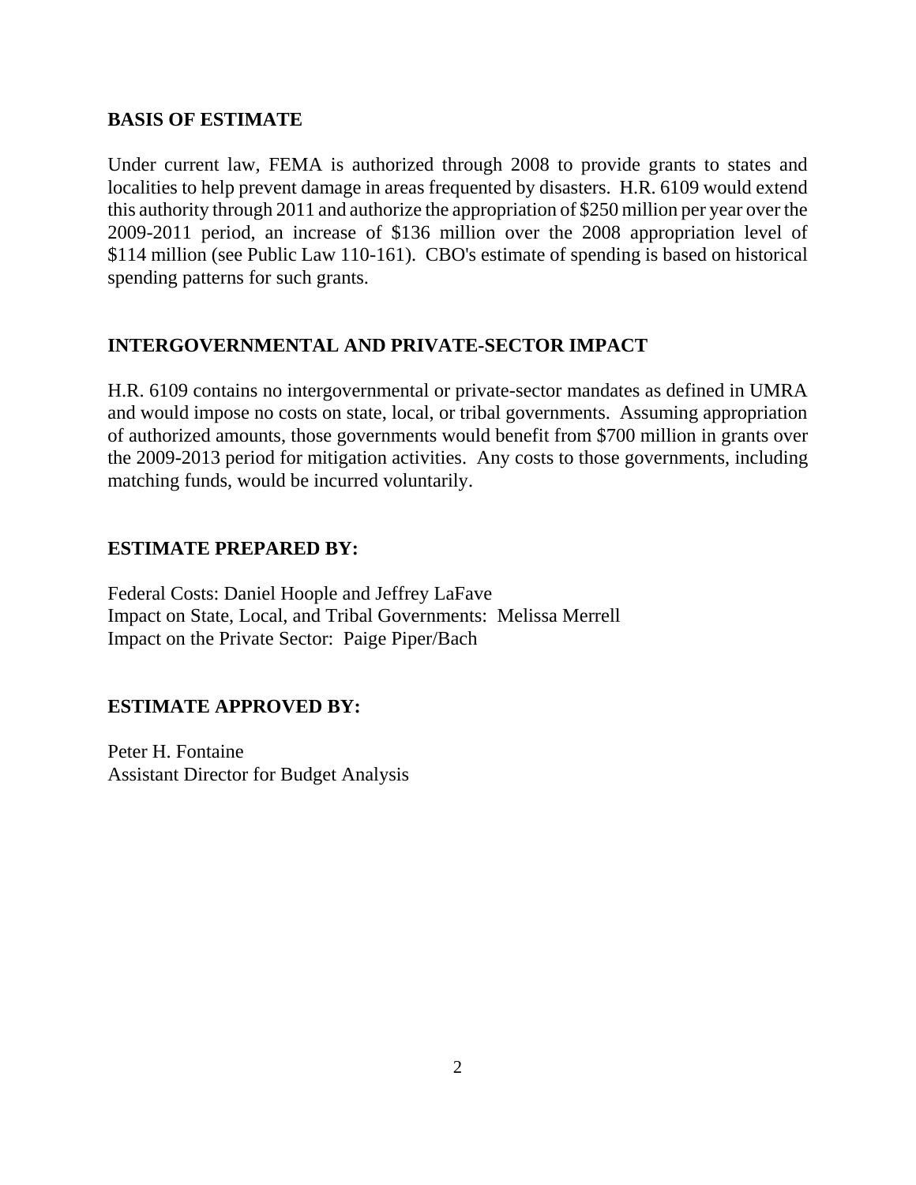**BASIS OF ESTIMATE**

Under current law, FEMA is authorized through 2008 to provide grants to states and localities to help prevent damage in areas frequented by disasters. H.R. 6109 would extend this authority through 2011 and authorize the appropriation of $250 million per year over the 2009-2011 period, an increase of $136 million over the 2008 appropriation level of $114 million (see Public Law 110-161). CBO's estimate of spending is based on historical spending patterns for such grants.

**INTERGOVERNMENTAL AND PRIVATE-SECTOR IMPACT**

H.R. 6109 contains no intergovernmental or private-sector mandates as defined in UMRA and would impose no costs on state, local, or tribal governments. Assuming appropriation of authorized amounts, those governments would benefit from $700 million in grants over the 2009-2013 period for mitigation activities. Any costs to those governments, including matching funds, would be incurred voluntarily.

**ESTIMATE PREPARED BY:**

Federal Costs: Daniel Hoople and Jeffrey LaFave
Impact on State, Local, and Tribal Governments: Melissa Merrell
Impact on the Private Sector: Paige Piper/Bach

**ESTIMATE APPROVED BY:**

Peter H. Fontaine
Assistant Director for Budget Analysis